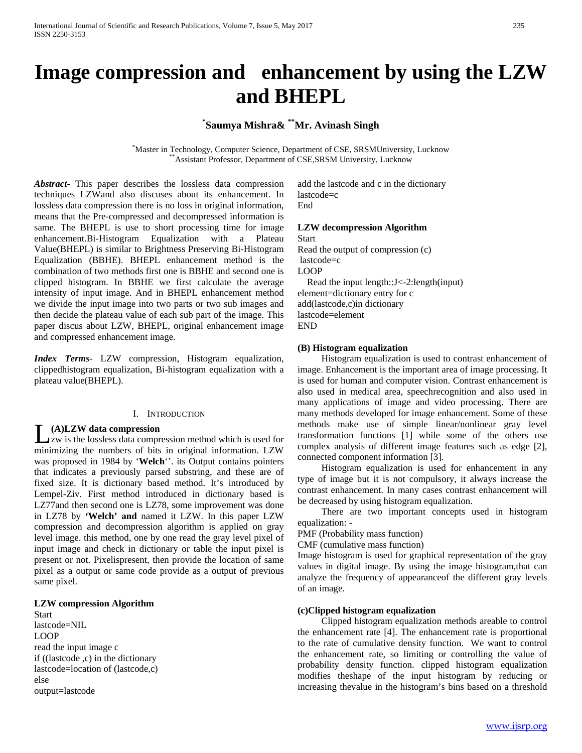# Image compression and enhancement by using the LZW and BHEPL

**[*]Saumya Mishra& [**]Mr. Avinash Singh**

[*]Master in Technology, Computer Science, Department of CSE, SRSMUniversity, Lucknow
[**]Assistant Professor, Department of CSE,SRSM University, Lucknow

***Abstract***- This paper describes the lossless data compression techniques LZWand also discuses about its enhancement. In lossless data compression there is no loss in original information, means that the Pre-compressed and decompressed information is same. The BHEPL is use to short processing time for image enhancement.Bi-Histogram Equalization with a Plateau Value(BHEPL) is similar to Brightness Preserving Bi-Histogram Equalization (BBHE). BHEPL enhancement method is the combination of two methods first one is BBHE and second one is clipped histogram. In BBHE we first calculate the average intensity of input image. And in BHEPL enhancement method we divide the input image into two parts or two sub images and then decide the plateau value of each sub part of the image. This paper discus about LZW, BHEPL, original enhancement image and compressed enhancement image.

***Index Terms***- LZW compression, Histogram equalization, clippedhistogram equalization, Bi-histogram equalization with a plateau value(BHEPL).

## I. Introduction

### (A)LZW data compression

Lzw is the lossless data compression method which is used for minimizing the numbers of bits in original information. LZW was proposed in 1984 by '**Welch**''. its Output contains pointers that indicates a previously parsed substring, and these are of fixed size. It is dictionary based method. It's introduced by Lempel-Ziv. First method introduced in dictionary based is LZ77and then second one is LZ78, some improvement was done in LZ78 by **'Welch' and** named it LZW. In this paper LZW compression and decompression algorithm is applied on gray level image. this method, one by one read the gray level pixel of input image and check in dictionary or table the input pixel is present or not. Pixelispresent, then provide the location of same pixel as a output or same code provide as a output of previous same pixel.

**LZW compression Algorithm**

Start
lastcode=NIL
LOOP
read the input image c
if ((lastcode ,c) in the dictionary
lastcode=location of (lastcode,c)
else
output=lastcode
add the lastcode and c in the dictionary
lastcode=c
End

**LZW decompression Algorithm**

Start
Read the output of compression (c)
lastcode=c
LOOP
Read the input length::J<-2:length(input)
element=dictionary entry for c
add(lastcode,c)in dictionary
lastcode=element
END

### (B) Histogram equalization

Histogram equalization is used to contrast enhancement of image. Enhancement is the important area of image processing. It is used for human and computer vision. Contrast enhancement is also used in medical area, speechrecognition and also used in many applications of image and video processing. There are many methods developed for image enhancement. Some of these methods make use of simple linear/nonlinear gray level transformation functions [1] while some of the others use complex analysis of different image features such as edge [2], connected component information [3].

Histogram equalization is used for enhancement in any type of image but it is not compulsory, it always increase the contrast enhancement. In many cases contrast enhancement will be decreased by using histogram equalization.

There are two important concepts used in histogram equalization: -

PMF (Probability mass function)
CMF (cumulative mass function)

Image histogram is used for graphical representation of the gray values in digital image. By using the image histogram,that can analyze the frequency of appearanceof the different gray levels of an image.

### (c)Clipped histogram equalization

Clipped histogram equalization methods areable to control the enhancement rate [4]. The enhancement rate is proportional to the rate of cumulative density function. We want to control the enhancement rate, so limiting or controlling the value of probability density function. clipped histogram equalization modifies theshape of the input histogram by reducing or increasing thevalue in the histogram's bins based on a threshold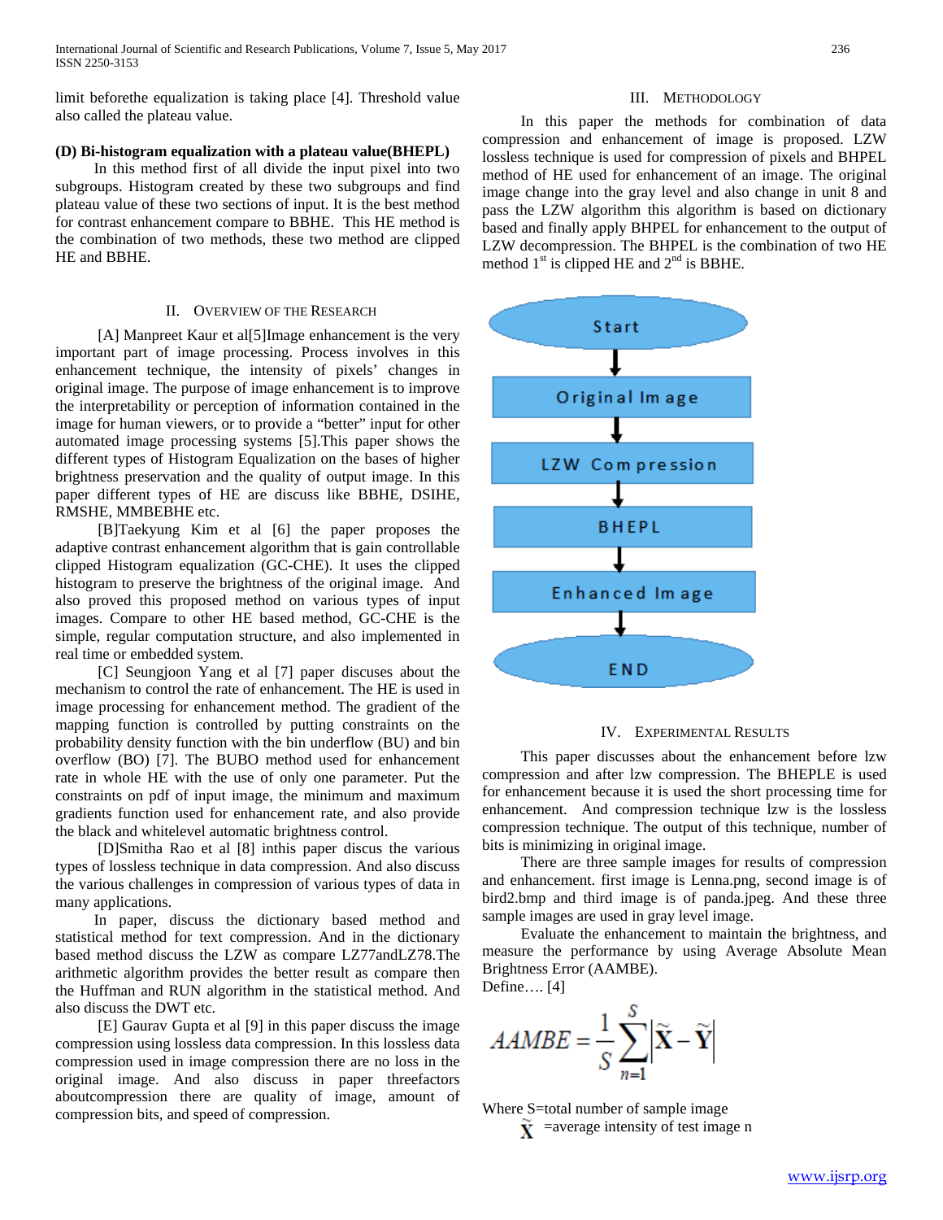limit beforethe equalization is taking place [4]. Threshold value also called the plateau value.

**(D) Bi-histogram equalization with a plateau value(BHEPL)**

In this method first of all divide the input pixel into two subgroups. Histogram created by these two subgroups and find plateau value of these two sections of input. It is the best method for contrast enhancement compare to BBHE. This HE method is the combination of two methods, these two method are clipped HE and BBHE.

## II. Overview of the Research

[A] Manpreet Kaur et al[5]Image enhancement is the very important part of image processing. Process involves in this enhancement technique, the intensity of pixels' changes in original image. The purpose of image enhancement is to improve the interpretability or perception of information contained in the image for human viewers, or to provide a "better" input for other automated image processing systems [5].This paper shows the different types of Histogram Equalization on the bases of higher brightness preservation and the quality of output image. In this paper different types of HE are discuss like BBHE, DSIHE, RMSHE, MMBEBHE etc.

[B]Taekyung Kim et al [6] the paper proposes the adaptive contrast enhancement algorithm that is gain controllable clipped Histogram equalization (GC-CHE). It uses the clipped histogram to preserve the brightness of the original image. And also proved this proposed method on various types of input images. Compare to other HE based method, GC-CHE is the simple, regular computation structure, and also implemented in real time or embedded system.

[C] Seungjoon Yang et al [7] paper discuses about the mechanism to control the rate of enhancement. The HE is used in image processing for enhancement method. The gradient of the mapping function is controlled by putting constraints on the probability density function with the bin underflow (BU) and bin overflow (BO) [7]. The BUBO method used for enhancement rate in whole HE with the use of only one parameter. Put the constraints on pdf of input image, the minimum and maximum gradients function used for enhancement rate, and also provide the black and whitelevel automatic brightness control.

[D]Smitha Rao et al [8] inthis paper discus the various types of lossless technique in data compression. And also discuss the various challenges in compression of various types of data in many applications.

In paper, discuss the dictionary based method and statistical method for text compression. And in the dictionary based method discuss the LZW as compare LZ77andLZ78.The arithmetic algorithm provides the better result as compare then the Huffman and RUN algorithm in the statistical method. And also discuss the DWT etc.

[E] Gaurav Gupta et al [9] in this paper discuss the image compression using lossless data compression. In this lossless data compression used in image compression there are no loss in the original image. And also discuss in paper threefactors aboutcompression there are quality of image, amount of compression bits, and speed of compression.

## III. Methodology

In this paper the methods for combination of data compression and enhancement of image is proposed. LZW lossless technique is used for compression of pixels and BHPEL method of HE used for enhancement of an image. The original image change into the gray level and also change in unit 8 and pass the LZW algorithm this algorithm is based on dictionary based and finally apply BHPEL for enhancement to the output of LZW decompression. The BHPEL is the combination of two HE method 1[st] is clipped HE and 2[nd] is BBHE.

Start → Original Image → LZW Compression → BHEPL → Enhanced Image → END

## IV. Experimental Results

This paper discusses about the enhancement before lzw compression and after lzw compression. The BHEPLE is used for enhancement because it is used the short processing time for enhancement. And compression technique lzw is the lossless compression technique. The output of this technique, number of bits is minimizing in original image.

There are three sample images for results of compression and enhancement. first image is Lenna.png, second image is of bird2.bmp and third image is of panda.jpeg. And these three sample images are used in gray level image.

Evaluate the enhancement to maintain the brightness, and measure the performance by using Average Absolute Mean Brightness Error (AAMBE).

Define…. [4]

$$AAMBE = \frac{1}{S}\sum_{n=1}^{S}\left|\tilde{\mathrm{X}} - \tilde{\mathrm{Y}}\right|$$

Where S=total number of sample image

$\tilde{\mathrm{X}}$ =average intensity of test image n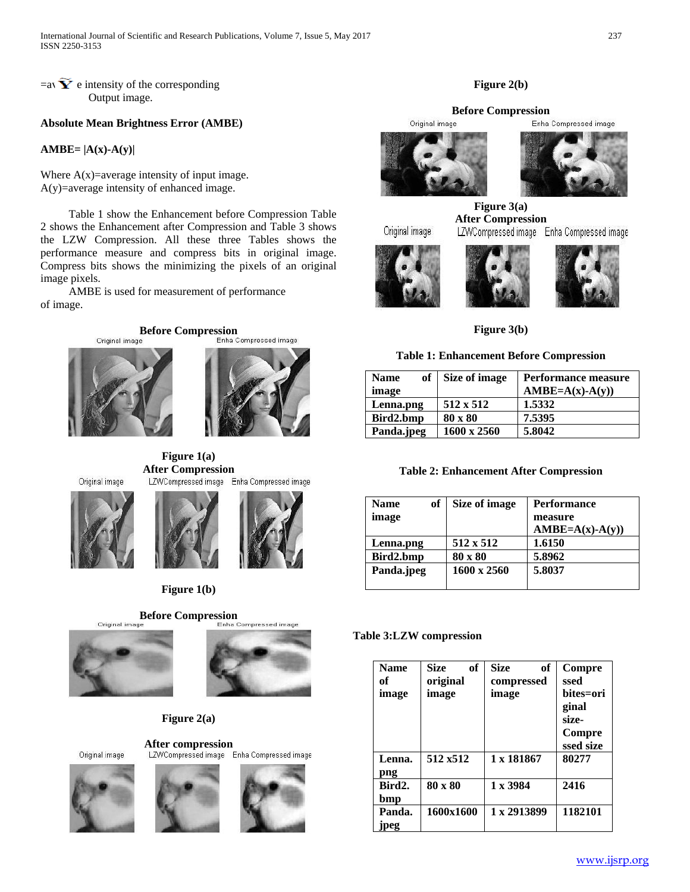=av e intensity of the corresponding Output image.

**Absolute Mean Brightness Error (AMBE)**

**AMBE= |A(x)-A(y)|**

Where A(x)=average intensity of input image.
A(y)=average intensity of enhanced image.

Table 1 show the Enhancement before Compression Table 2 shows the Enhancement after Compression and Table 3 shows the LZW Compression. All these three Tables shows the performance measure and compress bits in original image. Compress bits shows the minimizing the pixels of an original image pixels.

AMBE is used for measurement of performance of image.

**Before Compression**

Original image Enha Compressed image

**Figure 1(a)**

**After Compression**

Original image LZWCompressed image Enha Compressed image

**Figure 1(b)**

**Before Compression**

Original image Enha Compressed image

**Figure 2(a)**

**After compression**

Original image LZWCompressed image Enha Compressed image

**Figure 2(b)**

**Before Compression**

Original image Enha Compressed image

**Figure 3(a)**

**After Compression**

Original image LZWCompressed image Enha Compressed image

**Figure 3(b)**

**Table 1: Enhancement Before Compression**

| Name of image | Size of image | Performance measure AMBE=A(x)-A(y)) |
|---|---|---|
| Lenna.png | 512 x 512 | 1.5332 |
| Bird2.bmp | 80 x 80 | 7.5395 |
| Panda.jpeg | 1600 x 2560 | 5.8042 |

**Table 2: Enhancement After Compression**

| Name of image | Size of image | Performance measure AMBE=A(x)-A(y)) |
|---|---|---|
| Lenna.png | 512 x 512 | 1.6150 |
| Bird2.bmp | 80 x 80 | 5.8962 |
| Panda.jpeg | 1600 x 2560 | 5.8037 |

**Table 3:LZW compression**

| Name of image | Size of original image | Size of compressed image | Compressed bites=original size-Compressed size |
|---|---|---|---|
| Lenna.png | 512 x512 | 1 x 181867 | 80277 |
| Bird2.bmp | 80 x 80 | 1 x 3984 | 2416 |
| Panda.jpeg | 1600x1600 | 1 x 2913899 | 1182101 |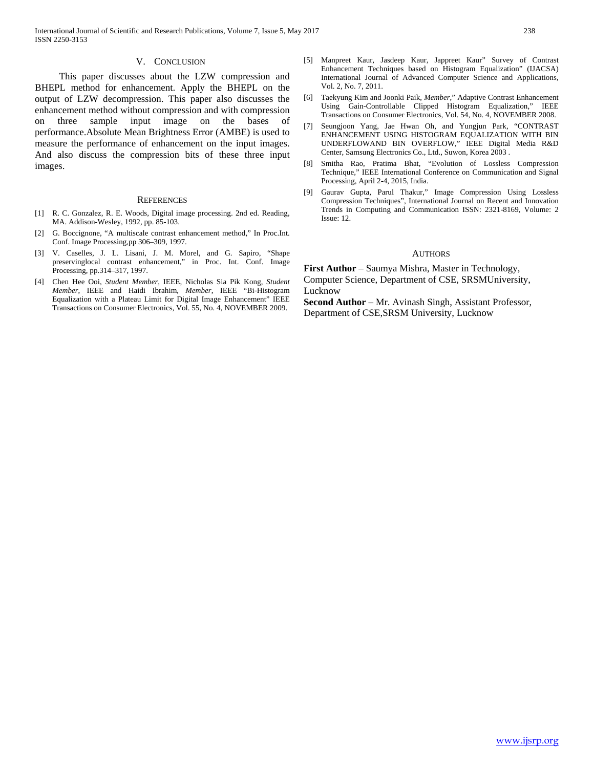## V. Conclusion

This paper discusses about the LZW compression and BHEPL method for enhancement. Apply the BHEPL on the output of LZW decompression. This paper also discusses the enhancement method without compression and with compression on three sample input image on the bases of performance.Absolute Mean Brightness Error (AMBE) is used to measure the performance of enhancement on the input images. And also discuss the compression bits of these three input images.

## References

[1] R. C. Gonzalez, R. E. Woods, Digital image processing. 2nd ed. Reading, MA. Addison-Wesley, 1992, pp. 85-103.

[2] G. Boccignone, "A multiscale contrast enhancement method," In Proc.Int. Conf. Image Processing,pp 306–309, 1997.

[3] V. Caselles, J. L. Lisani, J. M. Morel, and G. Sapiro, "Shape preservinglocal contrast enhancement," in Proc. Int. Conf. Image Processing, pp.314–317, 1997.

[4] Chen Hee Ooi, *Student Member*, IEEE, Nicholas Sia Pik Kong, *Student Member*, IEEE and Haidi Ibrahim, *Member*, IEEE "Bi-Histogram Equalization with a Plateau Limit for Digital Image Enhancement" IEEE Transactions on Consumer Electronics, Vol. 55, No. 4, NOVEMBER 2009.

[5] Manpreet Kaur, Jasdeep Kaur, Jappreet Kaur" Survey of Contrast Enhancement Techniques based on Histogram Equalization" (IJACSA) International Journal of Advanced Computer Science and Applications, Vol. 2, No. 7, 2011.

[6] Taekyung Kim and Joonki Paik, *Member*," Adaptive Contrast Enhancement Using Gain-Controllable Clipped Histogram Equalization," IEEE Transactions on Consumer Electronics, Vol. 54, No. 4, NOVEMBER 2008.

[7] Seungjoon Yang, Jae Hwan Oh, and Yungjun Park, "CONTRAST ENHANCEMENT USING HISTOGRAM EQUALIZATION WITH BIN UNDERFLOWAND BIN OVERFLOW," IEEE Digital Media R&D Center, Samsung Electronics Co., Ltd., Suwon, Korea 2003 .

[8] Smitha Rao, Pratima Bhat, "Evolution of Lossless Compression Technique," IEEE International Conference on Communication and Signal Processing, April 2-4, 2015, India.

[9] Gaurav Gupta, Parul Thakur," Image Compression Using Lossless Compression Techniques", International Journal on Recent and Innovation Trends in Computing and Communication ISSN: 2321-8169, Volume: 2 Issue: 12.

## Authors

**First Author** – Saumya Mishra, Master in Technology, Computer Science, Department of CSE, SRSMUniversity, Lucknow

**Second Author** – Mr. Avinash Singh, Assistant Professor, Department of CSE,SRSM University, Lucknow